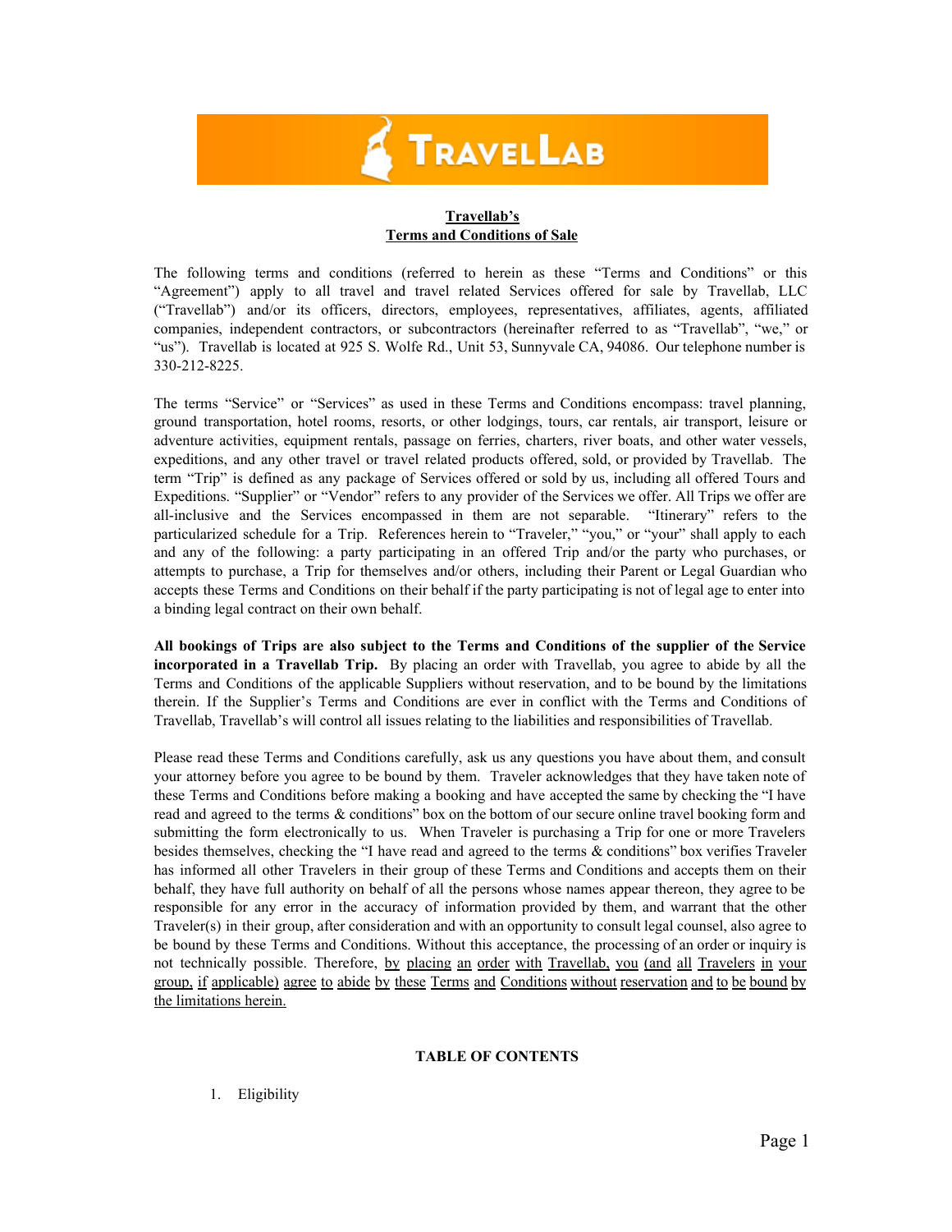**TravelLab**

**Travellab's**
**Terms and Conditions of Sale**

The following terms and conditions (referred to herein as these "Terms and Conditions" or this "Agreement") apply to all travel and travel related Services offered for sale by Travellab, LLC ("Travellab") and/or its officers, directors, employees, representatives, affiliates, agents, affiliated companies, independent contractors, or subcontractors (hereinafter referred to as "Travellab", "we," or "us"). Travellab is located at 925 S. Wolfe Rd., Unit 53, Sunnyvale CA, 94086. Our telephone number is 330-212-8225.

The terms "Service" or "Services" as used in these Terms and Conditions encompass: travel planning, ground transportation, hotel rooms, resorts, or other lodgings, tours, car rentals, air transport, leisure or adventure activities, equipment rentals, passage on ferries, charters, river boats, and other water vessels, expeditions, and any other travel or travel related products offered, sold, or provided by Travellab. The term "Trip" is defined as any package of Services offered or sold by us, including all offered Tours and Expeditions. "Supplier" or "Vendor" refers to any provider of the Services we offer. All Trips we offer are all-inclusive and the Services encompassed in them are not separable. "Itinerary" refers to the particularized schedule for a Trip. References herein to "Traveler," "you," or "your" shall apply to each and any of the following: a party participating in an offered Trip and/or the party who purchases, or attempts to purchase, a Trip for themselves and/or others, including their Parent or Legal Guardian who accepts these Terms and Conditions on their behalf if the party participating is not of legal age to enter into a binding legal contract on their own behalf.

**All bookings of Trips are also subject to the Terms and Conditions of the supplier of the Service incorporated in a Travellab Trip.** By placing an order with Travellab, you agree to abide by all the Terms and Conditions of the applicable Suppliers without reservation, and to be bound by the limitations therein. If the Supplier's Terms and Conditions are ever in conflict with the Terms and Conditions of Travellab, Travellab's will control all issues relating to the liabilities and responsibilities of Travellab.

Please read these Terms and Conditions carefully, ask us any questions you have about them, and consult your attorney before you agree to be bound by them. Traveler acknowledges that they have taken note of these Terms and Conditions before making a booking and have accepted the same by checking the "I have read and agreed to the terms & conditions" box on the bottom of our secure online travel booking form and submitting the form electronically to us. When Traveler is purchasing a Trip for one or more Travelers besides themselves, checking the "I have read and agreed to the terms & conditions" box verifies Traveler has informed all other Travelers in their group of these Terms and Conditions and accepts them on their behalf, they have full authority on behalf of all the persons whose names appear thereon, they agree to be responsible for any error in the accuracy of information provided by them, and warrant that the other Traveler(s) in their group, after consideration and with an opportunity to consult legal counsel, also agree to be bound by these Terms and Conditions. Without this acceptance, the processing of an order or inquiry is not technically possible. Therefore, <u>by placing an order with Travellab, you (and all Travelers in your group, if applicable) agree to abide by these Terms and Conditions without reservation and to be bound by the limitations herein.</u>

**TABLE OF CONTENTS**

1. Eligibility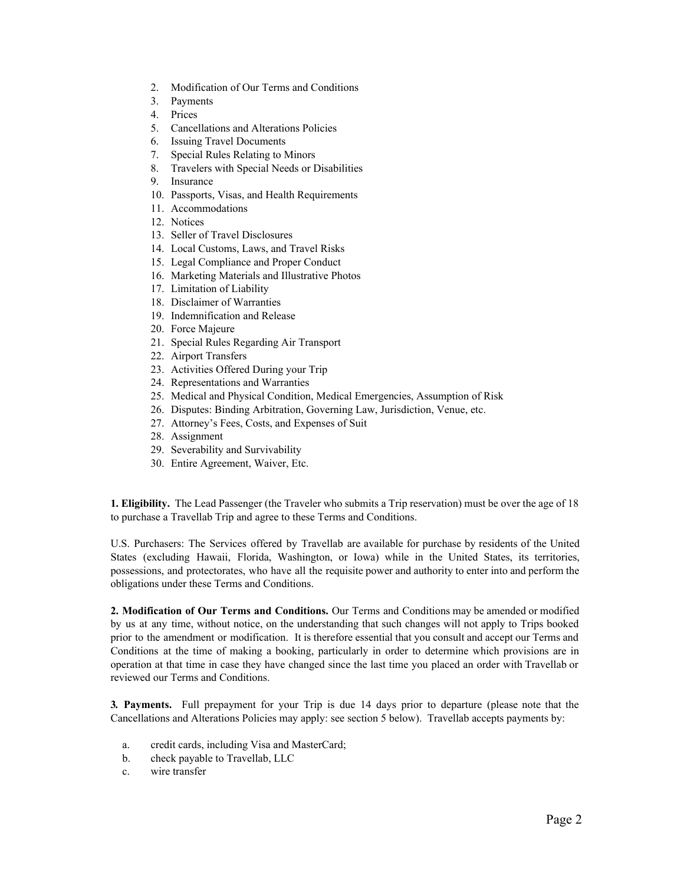2. Modification of Our Terms and Conditions
3. Payments
4. Prices
5. Cancellations and Alterations Policies
6. Issuing Travel Documents
7. Special Rules Relating to Minors
8. Travelers with Special Needs or Disabilities
9. Insurance
10. Passports, Visas, and Health Requirements
11. Accommodations
12. Notices
13. Seller of Travel Disclosures
14. Local Customs, Laws, and Travel Risks
15. Legal Compliance and Proper Conduct
16. Marketing Materials and Illustrative Photos
17. Limitation of Liability
18. Disclaimer of Warranties
19. Indemnification and Release
20. Force Majeure
21. Special Rules Regarding Air Transport
22. Airport Transfers
23. Activities Offered During your Trip
24. Representations and Warranties
25. Medical and Physical Condition, Medical Emergencies, Assumption of Risk
26. Disputes: Binding Arbitration, Governing Law, Jurisdiction, Venue, etc.
27. Attorney's Fees, Costs, and Expenses of Suit
28. Assignment
29. Severability and Survivability
30. Entire Agreement, Waiver, Etc.

**1. Eligibility.** The Lead Passenger (the Traveler who submits a Trip reservation) must be over the age of 18 to purchase a Travellab Trip and agree to these Terms and Conditions.

U.S. Purchasers: The Services offered by Travellab are available for purchase by residents of the United States (excluding Hawaii, Florida, Washington, or Iowa) while in the United States, its territories, possessions, and protectorates, who have all the requisite power and authority to enter into and perform the obligations under these Terms and Conditions.

**2. Modification of Our Terms and Conditions.** Our Terms and Conditions may be amended or modified by us at any time, without notice, on the understanding that such changes will not apply to Trips booked prior to the amendment or modification. It is therefore essential that you consult and accept our Terms and Conditions at the time of making a booking, particularly in order to determine which provisions are in operation at that time in case they have changed since the last time you placed an order with Travellab or reviewed our Terms and Conditions.

**3. Payments.** Full prepayment for your Trip is due 14 days prior to departure (please note that the Cancellations and Alterations Policies may apply: see section 5 below). Travellab accepts payments by:

a. credit cards, including Visa and MasterCard;
b. check payable to Travellab, LLC
c. wire transfer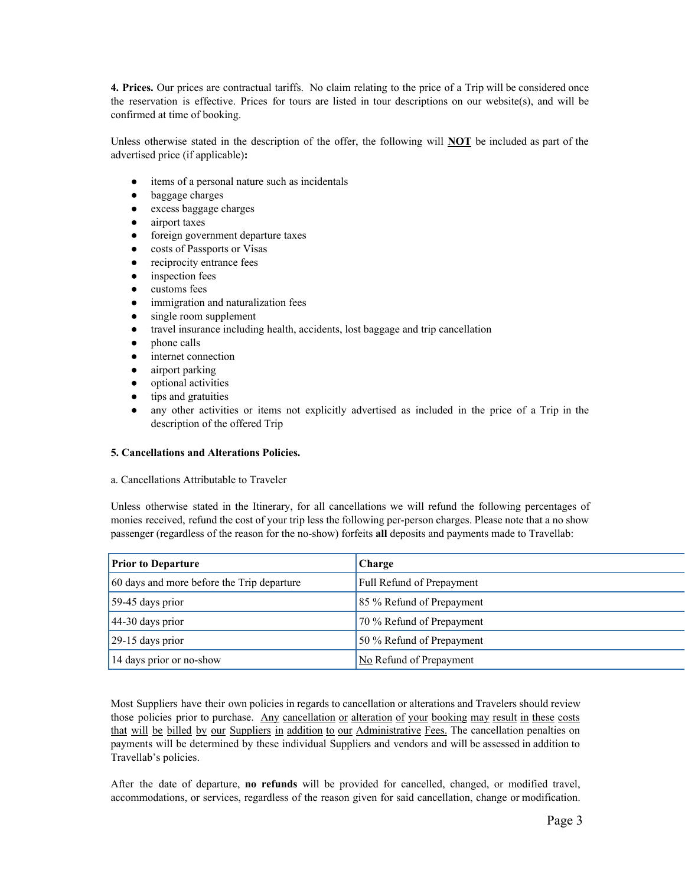**4. Prices.** Our prices are contractual tariffs. No claim relating to the price of a Trip will be considered once the reservation is effective. Prices for tours are listed in tour descriptions on our website(s), and will be confirmed at time of booking.

Unless otherwise stated in the description of the offer, the following will **NOT** be included as part of the advertised price (if applicable)**:**

- items of a personal nature such as incidentals
- baggage charges
- excess baggage charges
- airport taxes
- foreign government departure taxes
- costs of Passports or Visas
- reciprocity entrance fees
- inspection fees
- customs fees
- immigration and naturalization fees
- single room supplement
- travel insurance including health, accidents, lost baggage and trip cancellation
- phone calls
- internet connection
- airport parking
- optional activities
- tips and gratuities
- any other activities or items not explicitly advertised as included in the price of a Trip in the description of the offered Trip

**5. Cancellations and Alterations Policies.**

a. Cancellations Attributable to Traveler

Unless otherwise stated in the Itinerary, for all cancellations we will refund the following percentages of monies received, refund the cost of your trip less the following per-person charges. Please note that a no show passenger (regardless of the reason for the no-show) forfeits **all** deposits and payments made to Travellab:

| Prior to Departure | Charge |
|---|---|
| 60 days and more before the Trip departure | Full Refund of Prepayment |
| 59-45 days prior | 85 % Refund of Prepayment |
| 44-30 days prior | 70 % Refund of Prepayment |
| 29-15 days prior | 50 % Refund of Prepayment |
| 14 days prior or no-show | No Refund of Prepayment |

Most Suppliers have their own policies in regards to cancellation or alterations and Travelers should review those policies prior to purchase. Any cancellation or alteration of your booking may result in these costs that will be billed by our Suppliers in addition to our Administrative Fees. The cancellation penalties on payments will be determined by these individual Suppliers and vendors and will be assessed in addition to Travellab's policies.

After the date of departure, **no refunds** will be provided for cancelled, changed, or modified travel, accommodations, or services, regardless of the reason given for said cancellation, change or modification.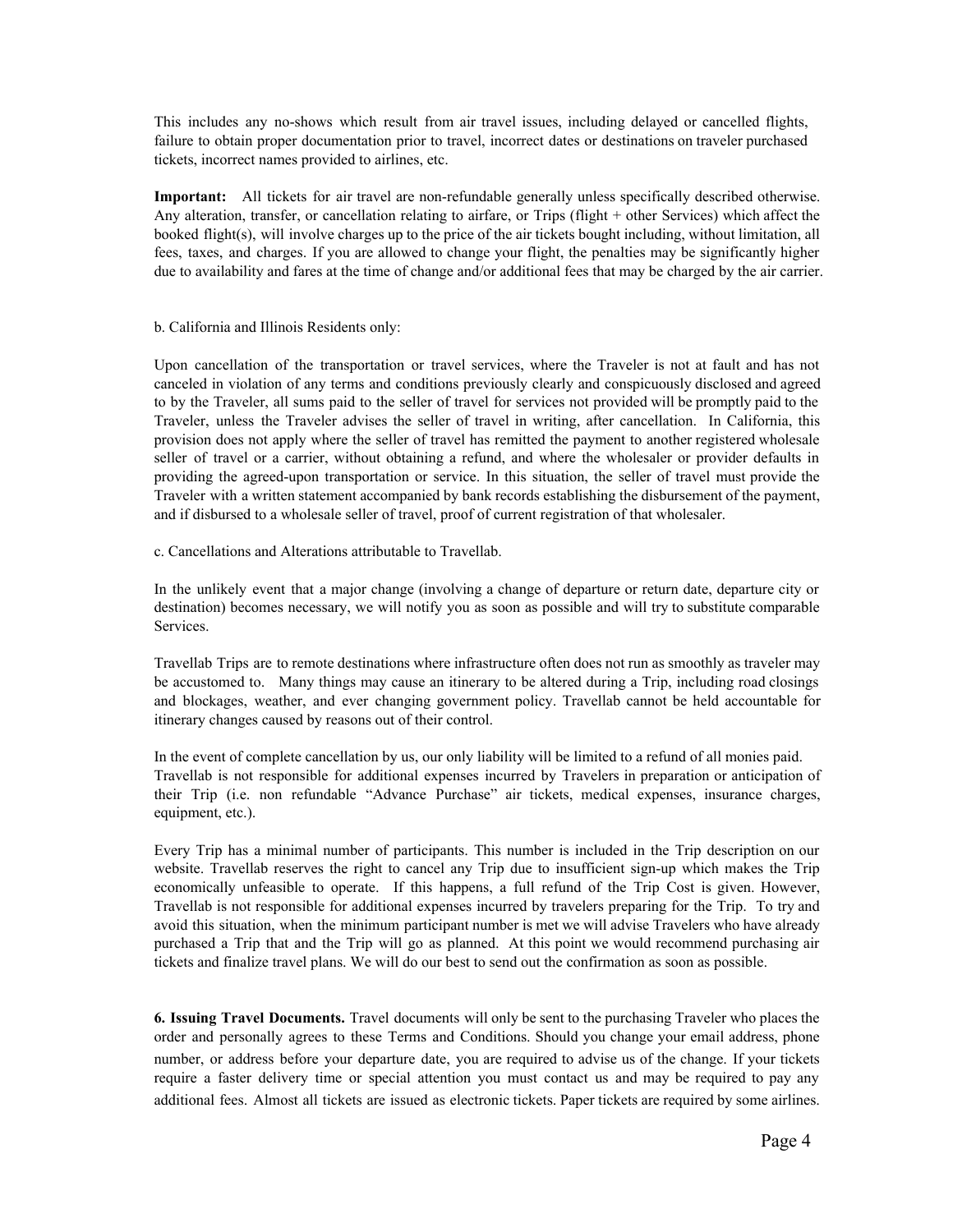This includes any no-shows which result from air travel issues, including delayed or cancelled flights, failure to obtain proper documentation prior to travel, incorrect dates or destinations on traveler purchased tickets, incorrect names provided to airlines, etc.

**Important:** All tickets for air travel are non-refundable generally unless specifically described otherwise. Any alteration, transfer, or cancellation relating to airfare, or Trips (flight + other Services) which affect the booked flight(s), will involve charges up to the price of the air tickets bought including, without limitation, all fees, taxes, and charges. If you are allowed to change your flight, the penalties may be significantly higher due to availability and fares at the time of change and/or additional fees that may be charged by the air carrier.

b. California and Illinois Residents only:

Upon cancellation of the transportation or travel services, where the Traveler is not at fault and has not canceled in violation of any terms and conditions previously clearly and conspicuously disclosed and agreed to by the Traveler, all sums paid to the seller of travel for services not provided will be promptly paid to the Traveler, unless the Traveler advises the seller of travel in writing, after cancellation. In California, this provision does not apply where the seller of travel has remitted the payment to another registered wholesale seller of travel or a carrier, without obtaining a refund, and where the wholesaler or provider defaults in providing the agreed-upon transportation or service. In this situation, the seller of travel must provide the Traveler with a written statement accompanied by bank records establishing the disbursement of the payment, and if disbursed to a wholesale seller of travel, proof of current registration of that wholesaler.

c. Cancellations and Alterations attributable to Travellab.

In the unlikely event that a major change (involving a change of departure or return date, departure city or destination) becomes necessary, we will notify you as soon as possible and will try to substitute comparable Services.

Travellab Trips are to remote destinations where infrastructure often does not run as smoothly as traveler may be accustomed to. Many things may cause an itinerary to be altered during a Trip, including road closings and blockages, weather, and ever changing government policy. Travellab cannot be held accountable for itinerary changes caused by reasons out of their control.

In the event of complete cancellation by us, our only liability will be limited to a refund of all monies paid. Travellab is not responsible for additional expenses incurred by Travelers in preparation or anticipation of their Trip (i.e. non refundable "Advance Purchase" air tickets, medical expenses, insurance charges, equipment, etc.).

Every Trip has a minimal number of participants. This number is included in the Trip description on our website. Travellab reserves the right to cancel any Trip due to insufficient sign-up which makes the Trip economically unfeasible to operate. If this happens, a full refund of the Trip Cost is given. However, Travellab is not responsible for additional expenses incurred by travelers preparing for the Trip. To try and avoid this situation, when the minimum participant number is met we will advise Travelers who have already purchased a Trip that and the Trip will go as planned. At this point we would recommend purchasing air tickets and finalize travel plans. We will do our best to send out the confirmation as soon as possible.

**6. Issuing Travel Documents.** Travel documents will only be sent to the purchasing Traveler who places the order and personally agrees to these Terms and Conditions. Should you change your email address, phone number, or address before your departure date, you are required to advise us of the change. If your tickets require a faster delivery time or special attention you must contact us and may be required to pay any additional fees. Almost all tickets are issued as electronic tickets. Paper tickets are required by some airlines.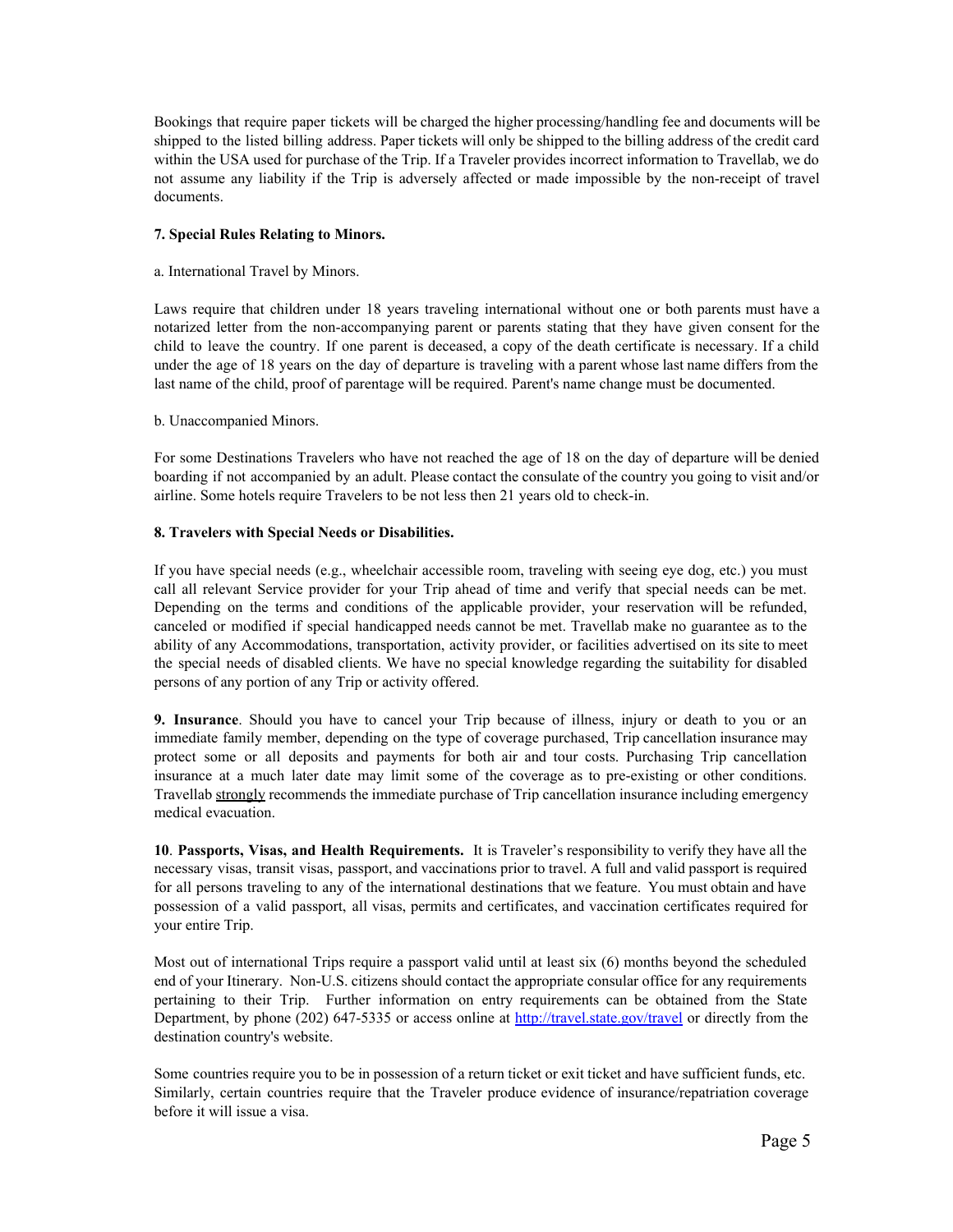Bookings that require paper tickets will be charged the higher processing/handling fee and documents will be shipped to the listed billing address. Paper tickets will only be shipped to the billing address of the credit card within the USA used for purchase of the Trip. If a Traveler provides incorrect information to Travellab, we do not assume any liability if the Trip is adversely affected or made impossible by the non-receipt of travel documents.

**7. Special Rules Relating to Minors.**

a. International Travel by Minors.

Laws require that children under 18 years traveling international without one or both parents must have a notarized letter from the non-accompanying parent or parents stating that they have given consent for the child to leave the country. If one parent is deceased, a copy of the death certificate is necessary. If a child under the age of 18 years on the day of departure is traveling with a parent whose last name differs from the last name of the child, proof of parentage will be required. Parent's name change must be documented.

b. Unaccompanied Minors.

For some Destinations Travelers who have not reached the age of 18 on the day of departure will be denied boarding if not accompanied by an adult. Please contact the consulate of the country you going to visit and/or airline. Some hotels require Travelers to be not less then 21 years old to check-in.

**8. Travelers with Special Needs or Disabilities.**

If you have special needs (e.g., wheelchair accessible room, traveling with seeing eye dog, etc.) you must call all relevant Service provider for your Trip ahead of time and verify that special needs can be met. Depending on the terms and conditions of the applicable provider, your reservation will be refunded, canceled or modified if special handicapped needs cannot be met. Travellab make no guarantee as to the ability of any Accommodations, transportation, activity provider, or facilities advertised on its site to meet the special needs of disabled clients. We have no special knowledge regarding the suitability for disabled persons of any portion of any Trip or activity offered.

**9. Insurance**. Should you have to cancel your Trip because of illness, injury or death to you or an immediate family member, depending on the type of coverage purchased, Trip cancellation insurance may protect some or all deposits and payments for both air and tour costs. Purchasing Trip cancellation insurance at a much later date may limit some of the coverage as to pre-existing or other conditions. Travellab strongly recommends the immediate purchase of Trip cancellation insurance including emergency medical evacuation.

**10**. **Passports, Visas, and Health Requirements.** It is Traveler's responsibility to verify they have all the necessary visas, transit visas, passport, and vaccinations prior to travel. A full and valid passport is required for all persons traveling to any of the international destinations that we feature. You must obtain and have possession of a valid passport, all visas, permits and certificates, and vaccination certificates required for your entire Trip.

Most out of international Trips require a passport valid until at least six (6) months beyond the scheduled end of your Itinerary. Non-U.S. citizens should contact the appropriate consular office for any requirements pertaining to their Trip. Further information on entry requirements can be obtained from the State Department, by phone (202) 647-5335 or access online at [http://travel.state.gov/travel](http://travel.state.gov/travel) or directly from the destination country's website.

Some countries require you to be in possession of a return ticket or exit ticket and have sufficient funds, etc. Similarly, certain countries require that the Traveler produce evidence of insurance/repatriation coverage before it will issue a visa.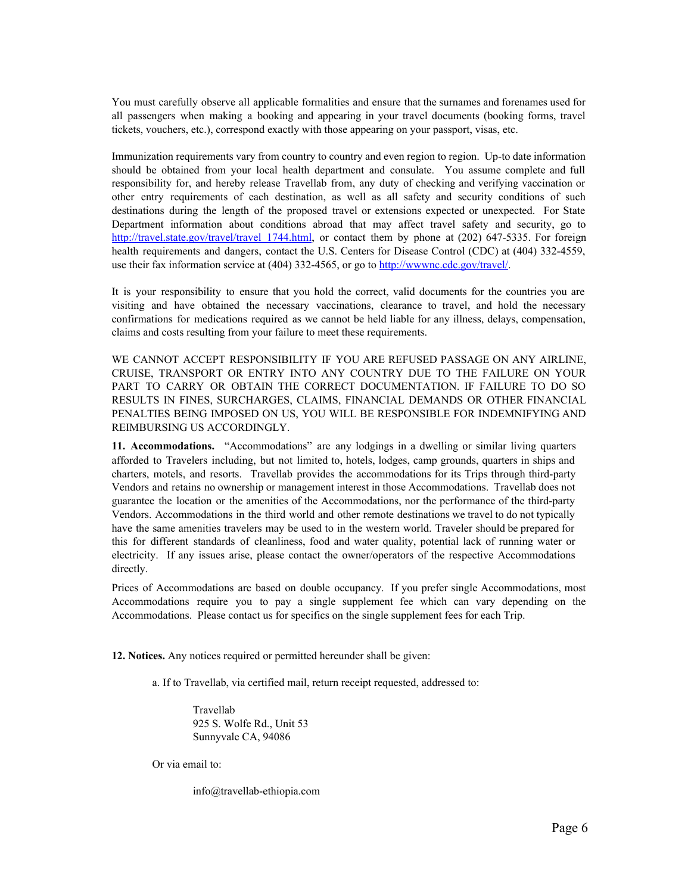You must carefully observe all applicable formalities and ensure that the surnames and forenames used for all passengers when making a booking and appearing in your travel documents (booking forms, travel tickets, vouchers, etc.), correspond exactly with those appearing on your passport, visas, etc.

Immunization requirements vary from country to country and even region to region. Up-to date information should be obtained from your local health department and consulate. You assume complete and full responsibility for, and hereby release Travellab from, any duty of checking and verifying vaccination or other entry requirements of each destination, as well as all safety and security conditions of such destinations during the length of the proposed travel or extensions expected or unexpected. For State Department information about conditions abroad that may affect travel safety and security, go to http://travel.state.gov/travel/travel_1744.html, or contact them by phone at (202) 647-5335. For foreign health requirements and dangers, contact the U.S. Centers for Disease Control (CDC) at (404) 332-4559, use their fax information service at (404) 332-4565, or go to http://wwwnc.cdc.gov/travel/.

It is your responsibility to ensure that you hold the correct, valid documents for the countries you are visiting and have obtained the necessary vaccinations, clearance to travel, and hold the necessary confirmations for medications required as we cannot be held liable for any illness, delays, compensation, claims and costs resulting from your failure to meet these requirements.

WE CANNOT ACCEPT RESPONSIBILITY IF YOU ARE REFUSED PASSAGE ON ANY AIRLINE, CRUISE, TRANSPORT OR ENTRY INTO ANY COUNTRY DUE TO THE FAILURE ON YOUR PART TO CARRY OR OBTAIN THE CORRECT DOCUMENTATION. IF FAILURE TO DO SO RESULTS IN FINES, SURCHARGES, CLAIMS, FINANCIAL DEMANDS OR OTHER FINANCIAL PENALTIES BEING IMPOSED ON US, YOU WILL BE RESPONSIBLE FOR INDEMNIFYING AND REIMBURSING US ACCORDINGLY.

**11. Accommodations.** "Accommodations" are any lodgings in a dwelling or similar living quarters afforded to Travelers including, but not limited to, hotels, lodges, camp grounds, quarters in ships and charters, motels, and resorts. Travellab provides the accommodations for its Trips through third-party Vendors and retains no ownership or management interest in those Accommodations. Travellab does not guarantee the location or the amenities of the Accommodations, nor the performance of the third-party Vendors. Accommodations in the third world and other remote destinations we travel to do not typically have the same amenities travelers may be used to in the western world. Traveler should be prepared for this for different standards of cleanliness, food and water quality, potential lack of running water or electricity. If any issues arise, please contact the owner/operators of the respective Accommodations directly.

Prices of Accommodations are based on double occupancy. If you prefer single Accommodations, most Accommodations require you to pay a single supplement fee which can vary depending on the Accommodations. Please contact us for specifics on the single supplement fees for each Trip.

**12. Notices.** Any notices required or permitted hereunder shall be given:

a. If to Travellab, via certified mail, return receipt requested, addressed to:

Travellab
925 S. Wolfe Rd., Unit 53
Sunnyvale CA, 94086

Or via email to:

info@travellab-ethiopia.com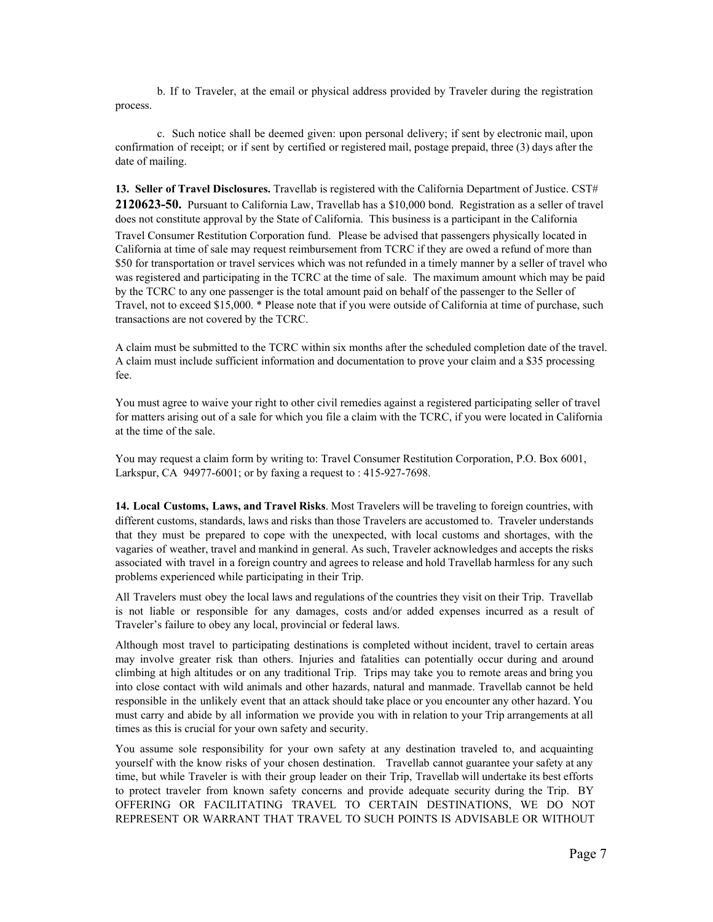b. If to Traveler, at the email or physical address provided by Traveler during the registration process.

c. Such notice shall be deemed given: upon personal delivery; if sent by electronic mail, upon confirmation of receipt; or if sent by certified or registered mail, postage prepaid, three (3) days after the date of mailing.

**13. Seller of Travel Disclosures.** Travellab is registered with the California Department of Justice. CST# **2120623-50.** Pursuant to California Law, Travellab has a $10,000 bond. Registration as a seller of travel does not constitute approval by the State of California. This business is a participant in the California Travel Consumer Restitution Corporation fund. Please be advised that passengers physically located in California at time of sale may request reimbursement from TCRC if they are owed a refund of more than $50 for transportation or travel services which was not refunded in a timely manner by a seller of travel who was registered and participating in the TCRC at the time of sale. The maximum amount which may be paid by the TCRC to any one passenger is the total amount paid on behalf of the passenger to the Seller of Travel, not to exceed $15,000. * Please note that if you were outside of California at time of purchase, such transactions are not covered by the TCRC.

A claim must be submitted to the TCRC within six months after the scheduled completion date of the travel. A claim must include sufficient information and documentation to prove your claim and a $35 processing fee.

You must agree to waive your right to other civil remedies against a registered participating seller of travel for matters arising out of a sale for which you file a claim with the TCRC, if you were located in California at the time of the sale.

You may request a claim form by writing to: Travel Consumer Restitution Corporation, P.O. Box 6001, Larkspur, CA 94977-6001; or by faxing a request to : 415-927-7698.

**14. Local Customs, Laws, and Travel Risks**. Most Travelers will be traveling to foreign countries, with different customs, standards, laws and risks than those Travelers are accustomed to. Traveler understands that they must be prepared to cope with the unexpected, with local customs and shortages, with the vagaries of weather, travel and mankind in general. As such, Traveler acknowledges and accepts the risks associated with travel in a foreign country and agrees to release and hold Travellab harmless for any such problems experienced while participating in their Trip.

All Travelers must obey the local laws and regulations of the countries they visit on their Trip. Travellab is not liable or responsible for any damages, costs and/or added expenses incurred as a result of Traveler's failure to obey any local, provincial or federal laws.

Although most travel to participating destinations is completed without incident, travel to certain areas may involve greater risk than others. Injuries and fatalities can potentially occur during and around climbing at high altitudes or on any traditional Trip. Trips may take you to remote areas and bring you into close contact with wild animals and other hazards, natural and manmade. Travellab cannot be held responsible in the unlikely event that an attack should take place or you encounter any other hazard. You must carry and abide by all information we provide you with in relation to your Trip arrangements at all times as this is crucial for your own safety and security.

You assume sole responsibility for your own safety at any destination traveled to, and acquainting yourself with the know risks of your chosen destination. Travellab cannot guarantee your safety at any time, but while Traveler is with their group leader on their Trip, Travellab will undertake its best efforts to protect traveler from known safety concerns and provide adequate security during the Trip. BY OFFERING OR FACILITATING TRAVEL TO CERTAIN DESTINATIONS, WE DO NOT REPRESENT OR WARRANT THAT TRAVEL TO SUCH POINTS IS ADVISABLE OR WITHOUT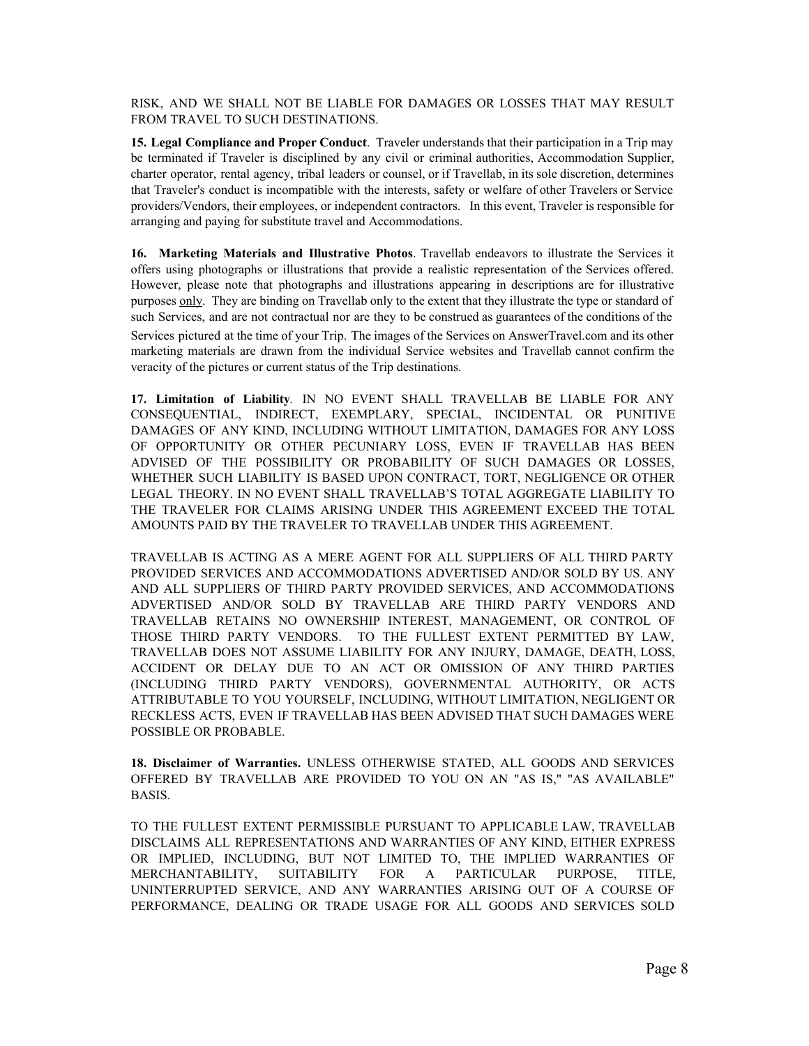RISK, AND WE SHALL NOT BE LIABLE FOR DAMAGES OR LOSSES THAT MAY RESULT FROM TRAVEL TO SUCH DESTINATIONS.

**15. Legal Compliance and Proper Conduct**. Traveler understands that their participation in a Trip may be terminated if Traveler is disciplined by any civil or criminal authorities, Accommodation Supplier, charter operator, rental agency, tribal leaders or counsel, or if Travellab, in its sole discretion, determines that Traveler's conduct is incompatible with the interests, safety or welfare of other Travelers or Service providers/Vendors, their employees, or independent contractors. In this event, Traveler is responsible for arranging and paying for substitute travel and Accommodations.

**16. Marketing Materials and Illustrative Photos**. Travellab endeavors to illustrate the Services it offers using photographs or illustrations that provide a realistic representation of the Services offered. However, please note that photographs and illustrations appearing in descriptions are for illustrative purposes only. They are binding on Travellab only to the extent that they illustrate the type or standard of such Services, and are not contractual nor are they to be construed as guarantees of the conditions of the Services pictured at the time of your Trip. The images of the Services on AnswerTravel.com and its other marketing materials are drawn from the individual Service websites and Travellab cannot confirm the veracity of the pictures or current status of the Trip destinations.

**17. Limitation of Liability**. IN NO EVENT SHALL TRAVELLAB BE LIABLE FOR ANY CONSEQUENTIAL, INDIRECT, EXEMPLARY, SPECIAL, INCIDENTAL OR PUNITIVE DAMAGES OF ANY KIND, INCLUDING WITHOUT LIMITATION, DAMAGES FOR ANY LOSS OF OPPORTUNITY OR OTHER PECUNIARY LOSS, EVEN IF TRAVELLAB HAS BEEN ADVISED OF THE POSSIBILITY OR PROBABILITY OF SUCH DAMAGES OR LOSSES, WHETHER SUCH LIABILITY IS BASED UPON CONTRACT, TORT, NEGLIGENCE OR OTHER LEGAL THEORY. IN NO EVENT SHALL TRAVELLAB'S TOTAL AGGREGATE LIABILITY TO THE TRAVELER FOR CLAIMS ARISING UNDER THIS AGREEMENT EXCEED THE TOTAL AMOUNTS PAID BY THE TRAVELER TO TRAVELLAB UNDER THIS AGREEMENT.

TRAVELLAB IS ACTING AS A MERE AGENT FOR ALL SUPPLIERS OF ALL THIRD PARTY PROVIDED SERVICES AND ACCOMMODATIONS ADVERTISED AND/OR SOLD BY US. ANY AND ALL SUPPLIERS OF THIRD PARTY PROVIDED SERVICES, AND ACCOMMODATIONS ADVERTISED AND/OR SOLD BY TRAVELLAB ARE THIRD PARTY VENDORS AND TRAVELLAB RETAINS NO OWNERSHIP INTEREST, MANAGEMENT, OR CONTROL OF THOSE THIRD PARTY VENDORS. TO THE FULLEST EXTENT PERMITTED BY LAW, TRAVELLAB DOES NOT ASSUME LIABILITY FOR ANY INJURY, DAMAGE, DEATH, LOSS, ACCIDENT OR DELAY DUE TO AN ACT OR OMISSION OF ANY THIRD PARTIES (INCLUDING THIRD PARTY VENDORS), GOVERNMENTAL AUTHORITY, OR ACTS ATTRIBUTABLE TO YOU YOURSELF, INCLUDING, WITHOUT LIMITATION, NEGLIGENT OR RECKLESS ACTS, EVEN IF TRAVELLAB HAS BEEN ADVISED THAT SUCH DAMAGES WERE POSSIBLE OR PROBABLE.

**18. Disclaimer of Warranties.** UNLESS OTHERWISE STATED, ALL GOODS AND SERVICES OFFERED BY TRAVELLAB ARE PROVIDED TO YOU ON AN "AS IS," "AS AVAILABLE" BASIS.

TO THE FULLEST EXTENT PERMISSIBLE PURSUANT TO APPLICABLE LAW, TRAVELLAB DISCLAIMS ALL REPRESENTATIONS AND WARRANTIES OF ANY KIND, EITHER EXPRESS OR IMPLIED, INCLUDING, BUT NOT LIMITED TO, THE IMPLIED WARRANTIES OF MERCHANTABILITY, SUITABILITY FOR A PARTICULAR PURPOSE, TITLE, UNINTERRUPTED SERVICE, AND ANY WARRANTIES ARISING OUT OF A COURSE OF PERFORMANCE, DEALING OR TRADE USAGE FOR ALL GOODS AND SERVICES SOLD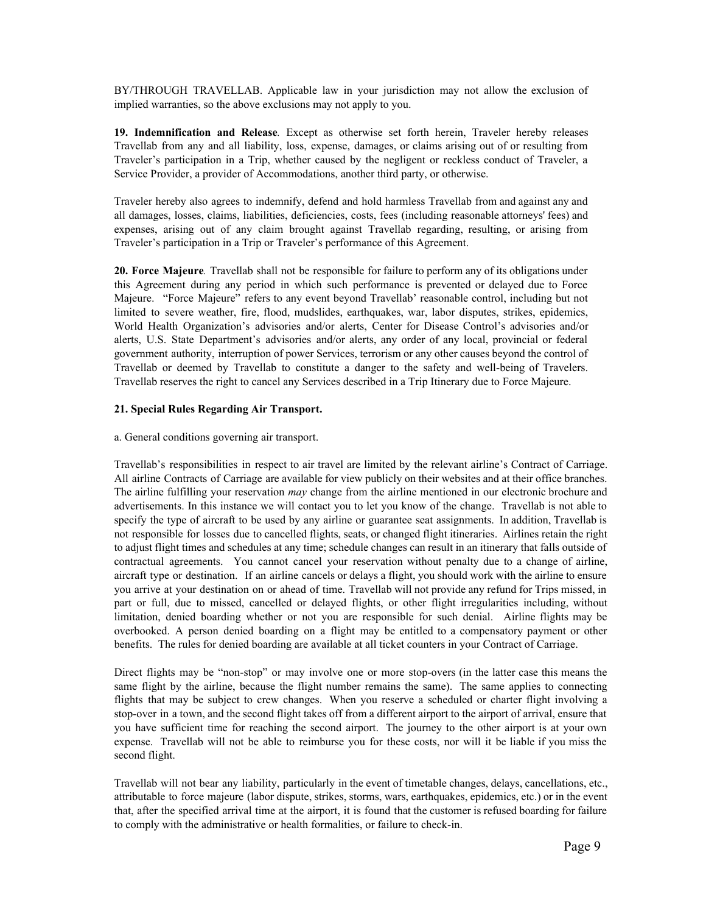BY/THROUGH TRAVELLAB. Applicable law in your jurisdiction may not allow the exclusion of implied warranties, so the above exclusions may not apply to you.

**19. Indemnification and Release***.* Except as otherwise set forth herein, Traveler hereby releases Travellab from any and all liability, loss, expense, damages, or claims arising out of or resulting from Traveler's participation in a Trip, whether caused by the negligent or reckless conduct of Traveler, a Service Provider, a provider of Accommodations, another third party, or otherwise.

Traveler hereby also agrees to indemnify, defend and hold harmless Travellab from and against any and all damages, losses, claims, liabilities, deficiencies, costs, fees (including reasonable attorneys' fees) and expenses, arising out of any claim brought against Travellab regarding, resulting, or arising from Traveler's participation in a Trip or Traveler's performance of this Agreement.

**20. Force Majeure***.* Travellab shall not be responsible for failure to perform any of its obligations under this Agreement during any period in which such performance is prevented or delayed due to Force Majeure. "Force Majeure" refers to any event beyond Travellab' reasonable control, including but not limited to severe weather, fire, flood, mudslides, earthquakes, war, labor disputes, strikes, epidemics, World Health Organization's advisories and/or alerts, Center for Disease Control's advisories and/or alerts, U.S. State Department's advisories and/or alerts, any order of any local, provincial or federal government authority, interruption of power Services, terrorism or any other causes beyond the control of Travellab or deemed by Travellab to constitute a danger to the safety and well-being of Travelers. Travellab reserves the right to cancel any Services described in a Trip Itinerary due to Force Majeure.

**21. Special Rules Regarding Air Transport.**

a. General conditions governing air transport.

Travellab's responsibilities in respect to air travel are limited by the relevant airline's Contract of Carriage. All airline Contracts of Carriage are available for view publicly on their websites and at their office branches. The airline fulfilling your reservation *may* change from the airline mentioned in our electronic brochure and advertisements. In this instance we will contact you to let you know of the change. Travellab is not able to specify the type of aircraft to be used by any airline or guarantee seat assignments. In addition, Travellab is not responsible for losses due to cancelled flights, seats, or changed flight itineraries. Airlines retain the right to adjust flight times and schedules at any time; schedule changes can result in an itinerary that falls outside of contractual agreements. You cannot cancel your reservation without penalty due to a change of airline, aircraft type or destination. If an airline cancels or delays a flight, you should work with the airline to ensure you arrive at your destination on or ahead of time. Travellab will not provide any refund for Trips missed, in part or full, due to missed, cancelled or delayed flights, or other flight irregularities including, without limitation, denied boarding whether or not you are responsible for such denial. Airline flights may be overbooked. A person denied boarding on a flight may be entitled to a compensatory payment or other benefits. The rules for denied boarding are available at all ticket counters in your Contract of Carriage.

Direct flights may be "non-stop" or may involve one or more stop-overs (in the latter case this means the same flight by the airline, because the flight number remains the same). The same applies to connecting flights that may be subject to crew changes. When you reserve a scheduled or charter flight involving a stop-over in a town, and the second flight takes off from a different airport to the airport of arrival, ensure that you have sufficient time for reaching the second airport. The journey to the other airport is at your own expense. Travellab will not be able to reimburse you for these costs, nor will it be liable if you miss the second flight.

Travellab will not bear any liability, particularly in the event of timetable changes, delays, cancellations, etc., attributable to force majeure (labor dispute, strikes, storms, wars, earthquakes, epidemics, etc.) or in the event that, after the specified arrival time at the airport, it is found that the customer is refused boarding for failure to comply with the administrative or health formalities, or failure to check-in.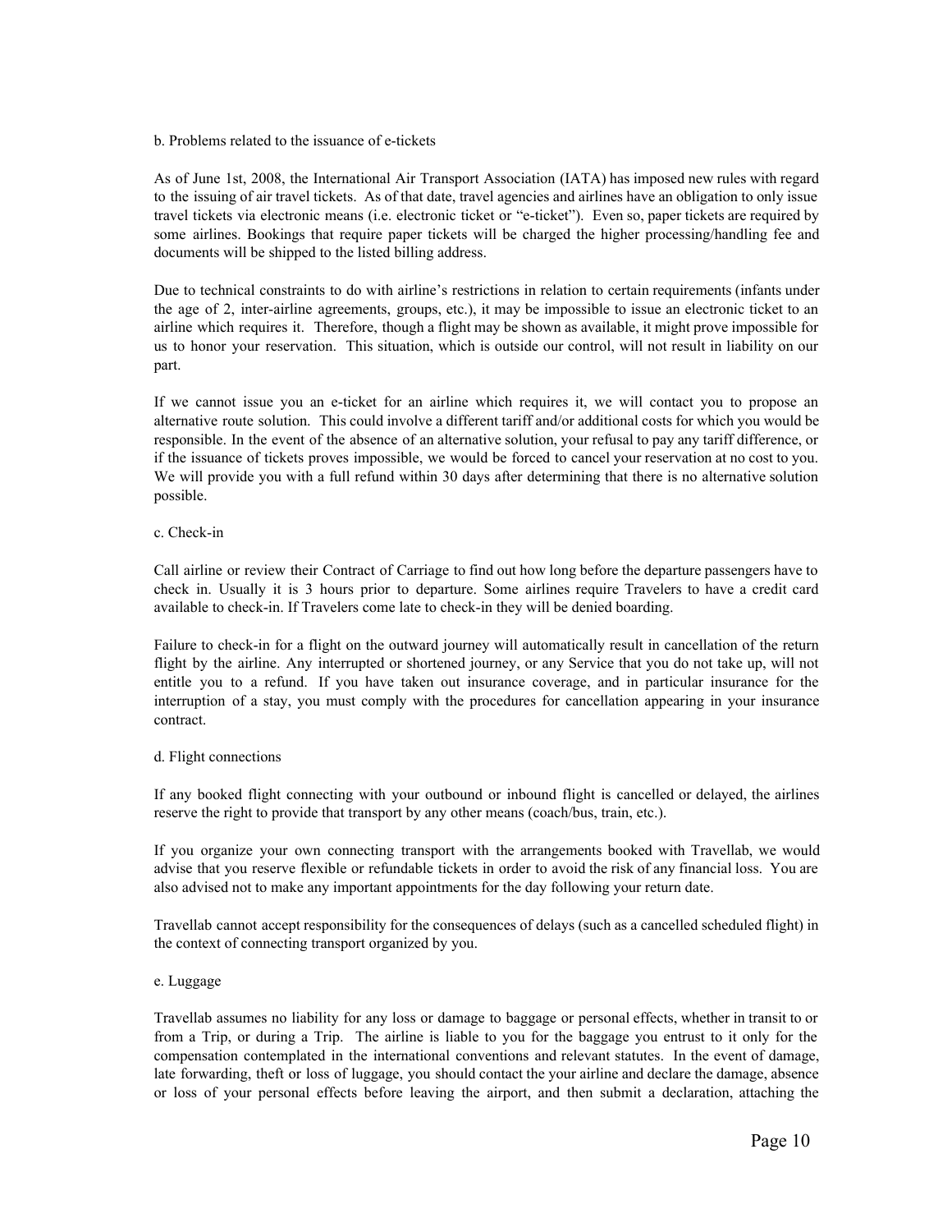b. Problems related to the issuance of e-tickets

As of June 1st, 2008, the International Air Transport Association (IATA) has imposed new rules with regard to the issuing of air travel tickets. As of that date, travel agencies and airlines have an obligation to only issue travel tickets via electronic means (i.e. electronic ticket or "e-ticket"). Even so, paper tickets are required by some airlines. Bookings that require paper tickets will be charged the higher processing/handling fee and documents will be shipped to the listed billing address.

Due to technical constraints to do with airline's restrictions in relation to certain requirements (infants under the age of 2, inter-airline agreements, groups, etc.), it may be impossible to issue an electronic ticket to an airline which requires it. Therefore, though a flight may be shown as available, it might prove impossible for us to honor your reservation. This situation, which is outside our control, will not result in liability on our part.

If we cannot issue you an e-ticket for an airline which requires it, we will contact you to propose an alternative route solution. This could involve a different tariff and/or additional costs for which you would be responsible. In the event of the absence of an alternative solution, your refusal to pay any tariff difference, or if the issuance of tickets proves impossible, we would be forced to cancel your reservation at no cost to you. We will provide you with a full refund within 30 days after determining that there is no alternative solution possible.

c. Check-in

Call airline or review their Contract of Carriage to find out how long before the departure passengers have to check in. Usually it is 3 hours prior to departure. Some airlines require Travelers to have a credit card available to check-in. If Travelers come late to check-in they will be denied boarding.

Failure to check-in for a flight on the outward journey will automatically result in cancellation of the return flight by the airline. Any interrupted or shortened journey, or any Service that you do not take up, will not entitle you to a refund. If you have taken out insurance coverage, and in particular insurance for the interruption of a stay, you must comply with the procedures for cancellation appearing in your insurance contract.

d. Flight connections

If any booked flight connecting with your outbound or inbound flight is cancelled or delayed, the airlines reserve the right to provide that transport by any other means (coach/bus, train, etc.).

If you organize your own connecting transport with the arrangements booked with Travellab, we would advise that you reserve flexible or refundable tickets in order to avoid the risk of any financial loss. You are also advised not to make any important appointments for the day following your return date.

Travellab cannot accept responsibility for the consequences of delays (such as a cancelled scheduled flight) in the context of connecting transport organized by you.

e. Luggage

Travellab assumes no liability for any loss or damage to baggage or personal effects, whether in transit to or from a Trip, or during a Trip. The airline is liable to you for the baggage you entrust to it only for the compensation contemplated in the international conventions and relevant statutes. In the event of damage, late forwarding, theft or loss of luggage, you should contact the your airline and declare the damage, absence or loss of your personal effects before leaving the airport, and then submit a declaration, attaching the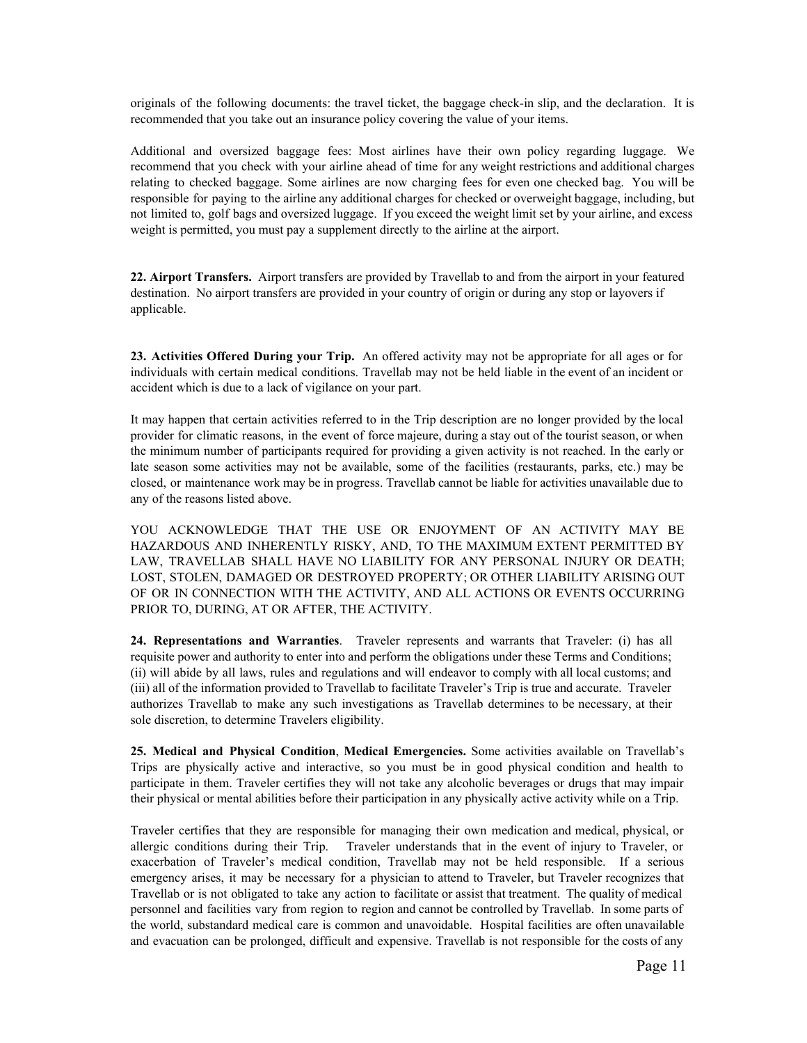originals of the following documents: the travel ticket, the baggage check-in slip, and the declaration. It is recommended that you take out an insurance policy covering the value of your items.

Additional and oversized baggage fees: Most airlines have their own policy regarding luggage. We recommend that you check with your airline ahead of time for any weight restrictions and additional charges relating to checked baggage. Some airlines are now charging fees for even one checked bag. You will be responsible for paying to the airline any additional charges for checked or overweight baggage, including, but not limited to, golf bags and oversized luggage. If you exceed the weight limit set by your airline, and excess weight is permitted, you must pay a supplement directly to the airline at the airport.

**22. Airport Transfers.** Airport transfers are provided by Travellab to and from the airport in your featured destination. No airport transfers are provided in your country of origin or during any stop or layovers if applicable.

**23. Activities Offered During your Trip.** An offered activity may not be appropriate for all ages or for individuals with certain medical conditions. Travellab may not be held liable in the event of an incident or accident which is due to a lack of vigilance on your part.

It may happen that certain activities referred to in the Trip description are no longer provided by the local provider for climatic reasons, in the event of force majeure, during a stay out of the tourist season, or when the minimum number of participants required for providing a given activity is not reached. In the early or late season some activities may not be available, some of the facilities (restaurants, parks, etc.) may be closed, or maintenance work may be in progress. Travellab cannot be liable for activities unavailable due to any of the reasons listed above.

YOU ACKNOWLEDGE THAT THE USE OR ENJOYMENT OF AN ACTIVITY MAY BE HAZARDOUS AND INHERENTLY RISKY, AND, TO THE MAXIMUM EXTENT PERMITTED BY LAW, TRAVELLAB SHALL HAVE NO LIABILITY FOR ANY PERSONAL INJURY OR DEATH; LOST, STOLEN, DAMAGED OR DESTROYED PROPERTY; OR OTHER LIABILITY ARISING OUT OF OR IN CONNECTION WITH THE ACTIVITY, AND ALL ACTIONS OR EVENTS OCCURRING PRIOR TO, DURING, AT OR AFTER, THE ACTIVITY.

**24. Representations and Warranties**. Traveler represents and warrants that Traveler: (i) has all requisite power and authority to enter into and perform the obligations under these Terms and Conditions; (ii) will abide by all laws, rules and regulations and will endeavor to comply with all local customs; and (iii) all of the information provided to Travellab to facilitate Traveler's Trip is true and accurate. Traveler authorizes Travellab to make any such investigations as Travellab determines to be necessary, at their sole discretion, to determine Travelers eligibility.

**25. Medical and Physical Condition**, **Medical Emergencies.** Some activities available on Travellab's Trips are physically active and interactive, so you must be in good physical condition and health to participate in them. Traveler certifies they will not take any alcoholic beverages or drugs that may impair their physical or mental abilities before their participation in any physically active activity while on a Trip.

Traveler certifies that they are responsible for managing their own medication and medical, physical, or allergic conditions during their Trip. Traveler understands that in the event of injury to Traveler, or exacerbation of Traveler's medical condition, Travellab may not be held responsible. If a serious emergency arises, it may be necessary for a physician to attend to Traveler, but Traveler recognizes that Travellab or is not obligated to take any action to facilitate or assist that treatment. The quality of medical personnel and facilities vary from region to region and cannot be controlled by Travellab. In some parts of the world, substandard medical care is common and unavoidable. Hospital facilities are often unavailable and evacuation can be prolonged, difficult and expensive. Travellab is not responsible for the costs of any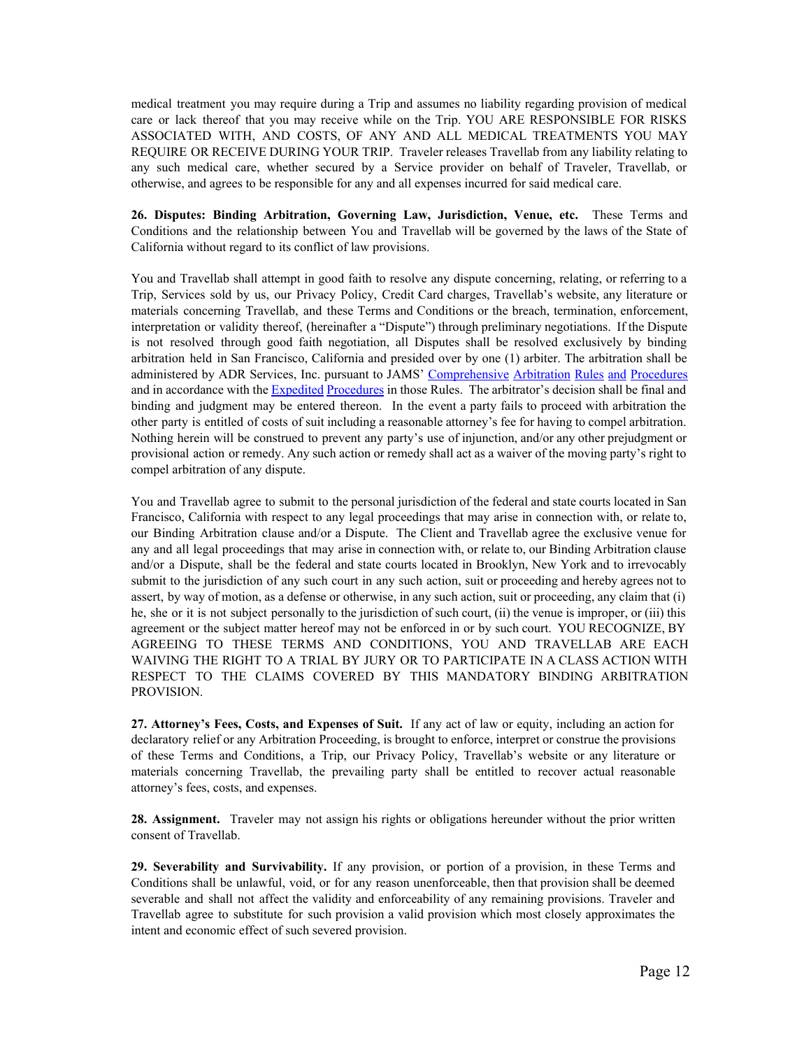medical treatment you may require during a Trip and assumes no liability regarding provision of medical care or lack thereof that you may receive while on the Trip. YOU ARE RESPONSIBLE FOR RISKS ASSOCIATED WITH, AND COSTS, OF ANY AND ALL MEDICAL TREATMENTS YOU MAY REQUIRE OR RECEIVE DURING YOUR TRIP. Traveler releases Travellab from any liability relating to any such medical care, whether secured by a Service provider on behalf of Traveler, Travellab, or otherwise, and agrees to be responsible for any and all expenses incurred for said medical care.

**26. Disputes: Binding Arbitration, Governing Law, Jurisdiction, Venue, etc.** These Terms and Conditions and the relationship between You and Travellab will be governed by the laws of the State of California without regard to its conflict of law provisions.

You and Travellab shall attempt in good faith to resolve any dispute concerning, relating, or referring to a Trip, Services sold by us, our Privacy Policy, Credit Card charges, Travellab's website, any literature or materials concerning Travellab, and these Terms and Conditions or the breach, termination, enforcement, interpretation or validity thereof, (hereinafter a "Dispute") through preliminary negotiations. If the Dispute is not resolved through good faith negotiation, all Disputes shall be resolved exclusively by binding arbitration held in San Francisco, California and presided over by one (1) arbiter. The arbitration shall be administered by ADR Services, Inc. pursuant to JAMS' Comprehensive Arbitration Rules and Procedures and in accordance with the Expedited Procedures in those Rules. The arbitrator's decision shall be final and binding and judgment may be entered thereon. In the event a party fails to proceed with arbitration the other party is entitled of costs of suit including a reasonable attorney's fee for having to compel arbitration. Nothing herein will be construed to prevent any party's use of injunction, and/or any other prejudgment or provisional action or remedy. Any such action or remedy shall act as a waiver of the moving party's right to compel arbitration of any dispute.

You and Travellab agree to submit to the personal jurisdiction of the federal and state courts located in San Francisco, California with respect to any legal proceedings that may arise in connection with, or relate to, our Binding Arbitration clause and/or a Dispute. The Client and Travellab agree the exclusive venue for any and all legal proceedings that may arise in connection with, or relate to, our Binding Arbitration clause and/or a Dispute, shall be the federal and state courts located in Brooklyn, New York and to irrevocably submit to the jurisdiction of any such court in any such action, suit or proceeding and hereby agrees not to assert, by way of motion, as a defense or otherwise, in any such action, suit or proceeding, any claim that (i) he, she or it is not subject personally to the jurisdiction of such court, (ii) the venue is improper, or (iii) this agreement or the subject matter hereof may not be enforced in or by such court. YOU RECOGNIZE, BY AGREEING TO THESE TERMS AND CONDITIONS, YOU AND TRAVELLAB ARE EACH WAIVING THE RIGHT TO A TRIAL BY JURY OR TO PARTICIPATE IN A CLASS ACTION WITH RESPECT TO THE CLAIMS COVERED BY THIS MANDATORY BINDING ARBITRATION PROVISION.

**27. Attorney's Fees, Costs, and Expenses of Suit.** If any act of law or equity, including an action for declaratory relief or any Arbitration Proceeding, is brought to enforce, interpret or construe the provisions of these Terms and Conditions, a Trip, our Privacy Policy, Travellab's website or any literature or materials concerning Travellab, the prevailing party shall be entitled to recover actual reasonable attorney's fees, costs, and expenses.

**28. Assignment.** Traveler may not assign his rights or obligations hereunder without the prior written consent of Travellab.

**29. Severability and Survivability.** If any provision, or portion of a provision, in these Terms and Conditions shall be unlawful, void, or for any reason unenforceable, then that provision shall be deemed severable and shall not affect the validity and enforceability of any remaining provisions. Traveler and Travellab agree to substitute for such provision a valid provision which most closely approximates the intent and economic effect of such severed provision.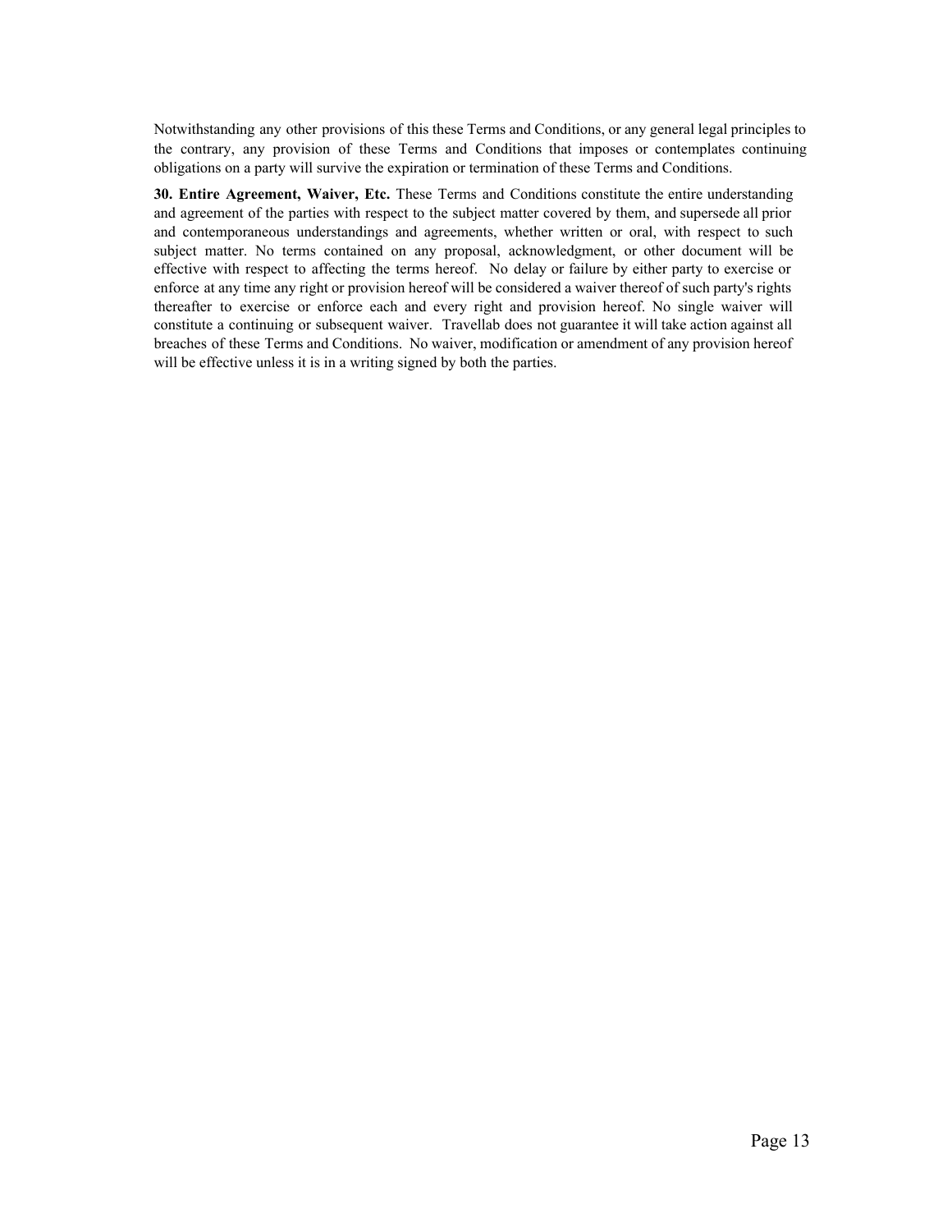Notwithstanding any other provisions of this these Terms and Conditions, or any general legal principles to the contrary, any provision of these Terms and Conditions that imposes or contemplates continuing obligations on a party will survive the expiration or termination of these Terms and Conditions.

**30. Entire Agreement, Waiver, Etc.** These Terms and Conditions constitute the entire understanding and agreement of the parties with respect to the subject matter covered by them, and supersede all prior and contemporaneous understandings and agreements, whether written or oral, with respect to such subject matter. No terms contained on any proposal, acknowledgment, or other document will be effective with respect to affecting the terms hereof. No delay or failure by either party to exercise or enforce at any time any right or provision hereof will be considered a waiver thereof of such party's rights thereafter to exercise or enforce each and every right and provision hereof. No single waiver will constitute a continuing or subsequent waiver. Travellab does not guarantee it will take action against all breaches of these Terms and Conditions. No waiver, modification or amendment of any provision hereof will be effective unless it is in a writing signed by both the parties.